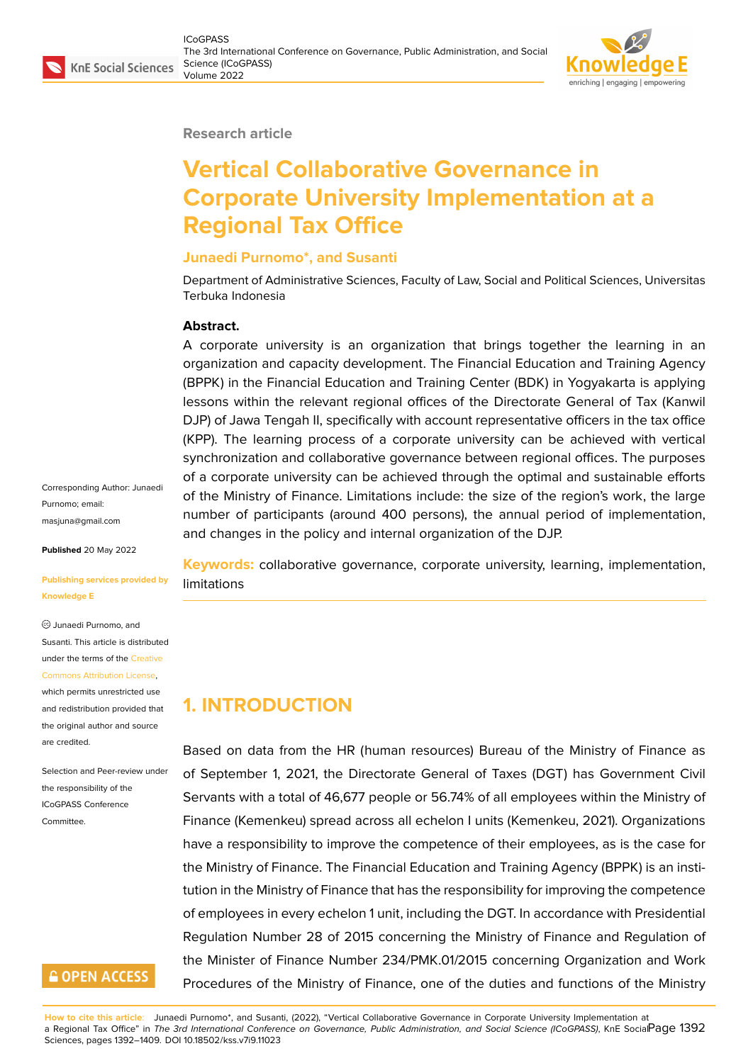Research article

# Vertical Collaborative Governance in Corporate University Implementation at a Regional Tax Office

**Junaedi Purnomo*, and Susanti**

Department of Administrative Sciences, Faculty of Law, Social and Political Sciences, Universitas Terbuka Indonesia

Corresponding Author: Junaedi Purnomo; email: masjuna@gmail.com

**Published** 20 May 2022

**Publishing services provided by Knowledge E**

© Junaedi Purnomo, and Susanti. This article is distributed under the terms of the Creative Commons Attribution License, which permits unrestricted use and redistribution provided that the original author and source are credited.

Selection and Peer-review under the responsibility of the ICoGPASS Conference Committee.

**Abstract.**

A corporate university is an organization that brings together the learning in an organization and capacity development. The Financial Education and Training Agency (BPPK) in the Financial Education and Training Center (BDK) in Yogyakarta is applying lessons within the relevant regional offices of the Directorate General of Tax (Kanwil DJP) of Jawa Tengah II, specifically with account representative officers in the tax office (KPP). The learning process of a corporate university can be achieved with vertical synchronization and collaborative governance between regional offices. The purposes of a corporate university can be achieved through the optimal and sustainable efforts of the Ministry of Finance. Limitations include: the size of the region's work, the large number of participants (around 400 persons), the annual period of implementation, and changes in the policy and internal organization of the DJP.

**Keywords:** collaborative governance, corporate university, learning, implementation, limitations

## 1. INTRODUCTION

Based on data from the HR (human resources) Bureau of the Ministry of Finance as of September 1, 2021, the Directorate General of Taxes (DGT) has Government Civil Servants with a total of 46,677 people or 56.74% of all employees within the Ministry of Finance (Kemenkeu) spread across all echelon I units (Kemenkeu, 2021). Organizations have a responsibility to improve the competence of their employees, as is the case for the Ministry of Finance. The Financial Education and Training Agency (BPPK) is an institution in the Ministry of Finance that has the responsibility for improving the competence of employees in every echelon 1 unit, including the DGT. In accordance with Presidential Regulation Number 28 of 2015 concerning the Ministry of Finance and Regulation of the Minister of Finance Number 234/PMK.01/2015 concerning Organization and Work Procedures of the Ministry of Finance, one of the duties and functions of the Ministry

**How to cite this article**: Junaedi Purnomo*, and Susanti, (2022), "Vertical Collaborative Governance in Corporate University Implementation at a Regional Tax Office" in *The 3rd International Conference on Governance, Public Administration, and Social Science (ICoGPASS)*, KnE Social Sciences, pages 1392–1409. DOI 10.18502/kss.v7i9.11023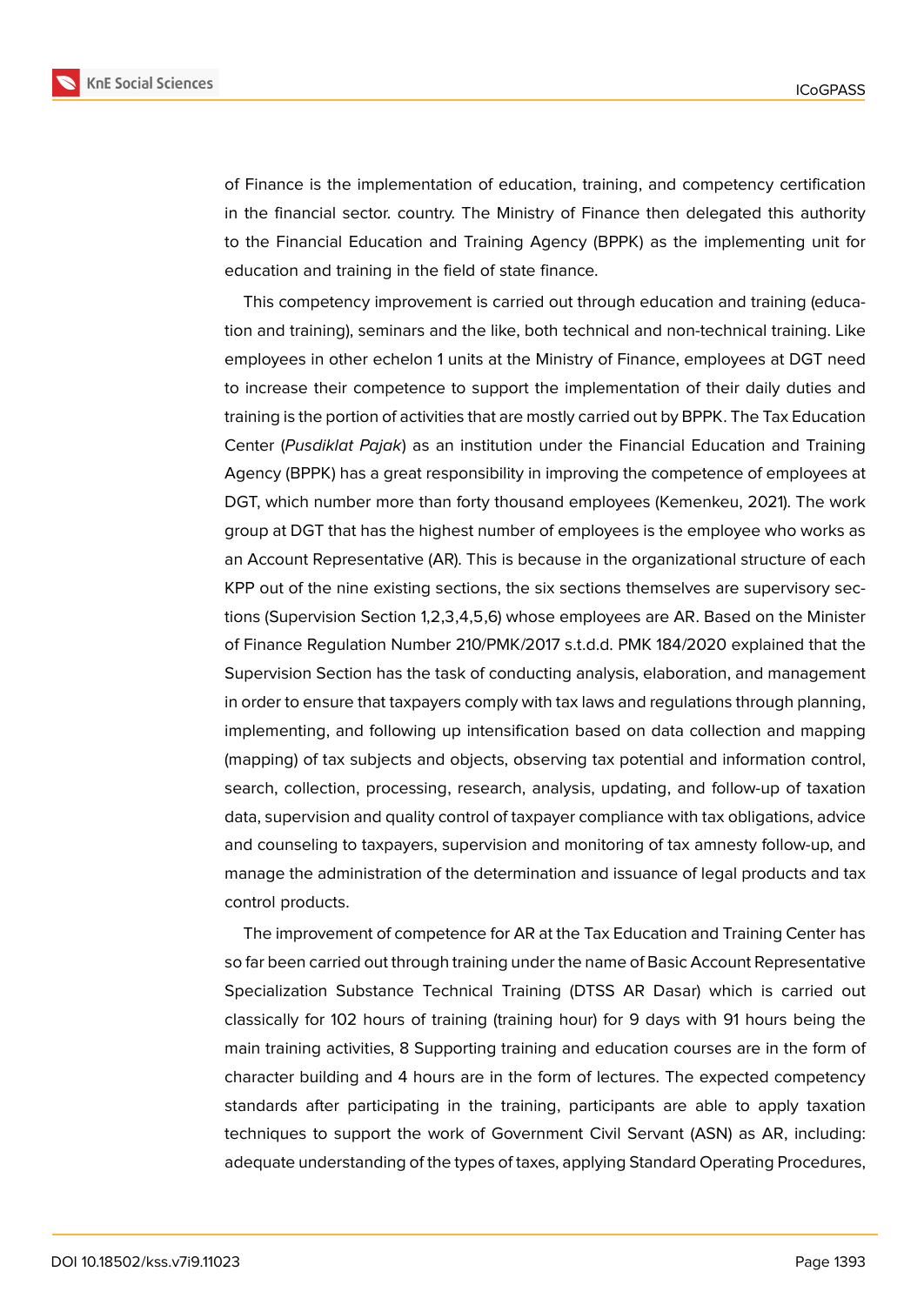of Finance is the implementation of education, training, and competency certification in the financial sector. country. The Ministry of Finance then delegated this authority to the Financial Education and Training Agency (BPPK) as the implementing unit for education and training in the field of state finance.

This competency improvement is carried out through education and training (education and training), seminars and the like, both technical and non-technical training. Like employees in other echelon 1 units at the Ministry of Finance, employees at DGT need to increase their competence to support the implementation of their daily duties and training is the portion of activities that are mostly carried out by BPPK. The Tax Education Center (*Pusdiklat Pajak*) as an institution under the Financial Education and Training Agency (BPPK) has a great responsibility in improving the competence of employees at DGT, which number more than forty thousand employees (Kemenkeu, 2021). The work group at DGT that has the highest number of employees is the employee who works as an Account Representative (AR). This is because in the organizational structure of each KPP out of the nine existing sections, the six sections themselves are supervisory sections (Supervision Section 1,2,3,4,5,6) whose employees are AR. Based on the Minister of Finance Regulation Number 210/PMK/2017 s.t.d.d. PMK 184/2020 explained that the Supervision Section has the task of conducting analysis, elaboration, and management in order to ensure that taxpayers comply with tax laws and regulations through planning, implementing, and following up intensification based on data collection and mapping (mapping) of tax subjects and objects, observing tax potential and information control, search, collection, processing, research, analysis, updating, and follow-up of taxation data, supervision and quality control of taxpayer compliance with tax obligations, advice and counseling to taxpayers, supervision and monitoring of tax amnesty follow-up, and manage the administration of the determination and issuance of legal products and tax control products.

The improvement of competence for AR at the Tax Education and Training Center has so far been carried out through training under the name of Basic Account Representative Specialization Substance Technical Training (DTSS AR Dasar) which is carried out classically for 102 hours of training (training hour) for 9 days with 91 hours being the main training activities, 8 Supporting training and education courses are in the form of character building and 4 hours are in the form of lectures. The expected competency standards after participating in the training, participants are able to apply taxation techniques to support the work of Government Civil Servant (ASN) as AR, including: adequate understanding of the types of taxes, applying Standard Operating Procedures,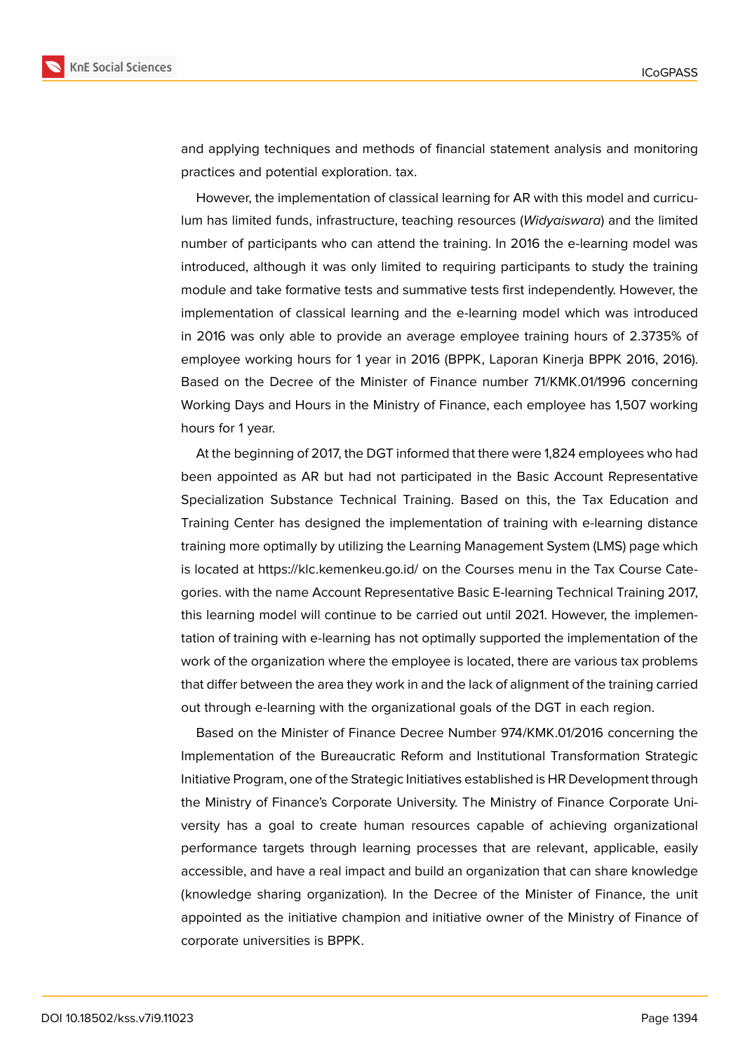and applying techniques and methods of financial statement analysis and monitoring practices and potential exploration. tax.

However, the implementation of classical learning for AR with this model and curriculum has limited funds, infrastructure, teaching resources (*Widyaiswara*) and the limited number of participants who can attend the training. In 2016 the e-learning model was introduced, although it was only limited to requiring participants to study the training module and take formative tests and summative tests first independently. However, the implementation of classical learning and the e-learning model which was introduced in 2016 was only able to provide an average employee training hours of 2.3735% of employee working hours for 1 year in 2016 (BPPK, Laporan Kinerja BPPK 2016, 2016). Based on the Decree of the Minister of Finance number 71/KMK.01/1996 concerning Working Days and Hours in the Ministry of Finance, each employee has 1,507 working hours for 1 year.

At the beginning of 2017, the DGT informed that there were 1,824 employees who had been appointed as AR but had not participated in the Basic Account Representative Specialization Substance Technical Training. Based on this, the Tax Education and Training Center has designed the implementation of training with e-learning distance training more optimally by utilizing the Learning Management System (LMS) page which is located at https://klc.kemenkeu.go.id/ on the Courses menu in the Tax Course Categories. with the name Account Representative Basic E-learning Technical Training 2017, this learning model will continue to be carried out until 2021. However, the implementation of training with e-learning has not optimally supported the implementation of the work of the organization where the employee is located, there are various tax problems that differ between the area they work in and the lack of alignment of the training carried out through e-learning with the organizational goals of the DGT in each region.

Based on the Minister of Finance Decree Number 974/KMK.01/2016 concerning the Implementation of the Bureaucratic Reform and Institutional Transformation Strategic Initiative Program, one of the Strategic Initiatives established is HR Development through the Ministry of Finance's Corporate University. The Ministry of Finance Corporate University has a goal to create human resources capable of achieving organizational performance targets through learning processes that are relevant, applicable, easily accessible, and have a real impact and build an organization that can share knowledge (knowledge sharing organization). In the Decree of the Minister of Finance, the unit appointed as the initiative champion and initiative owner of the Ministry of Finance of corporate universities is BPPK.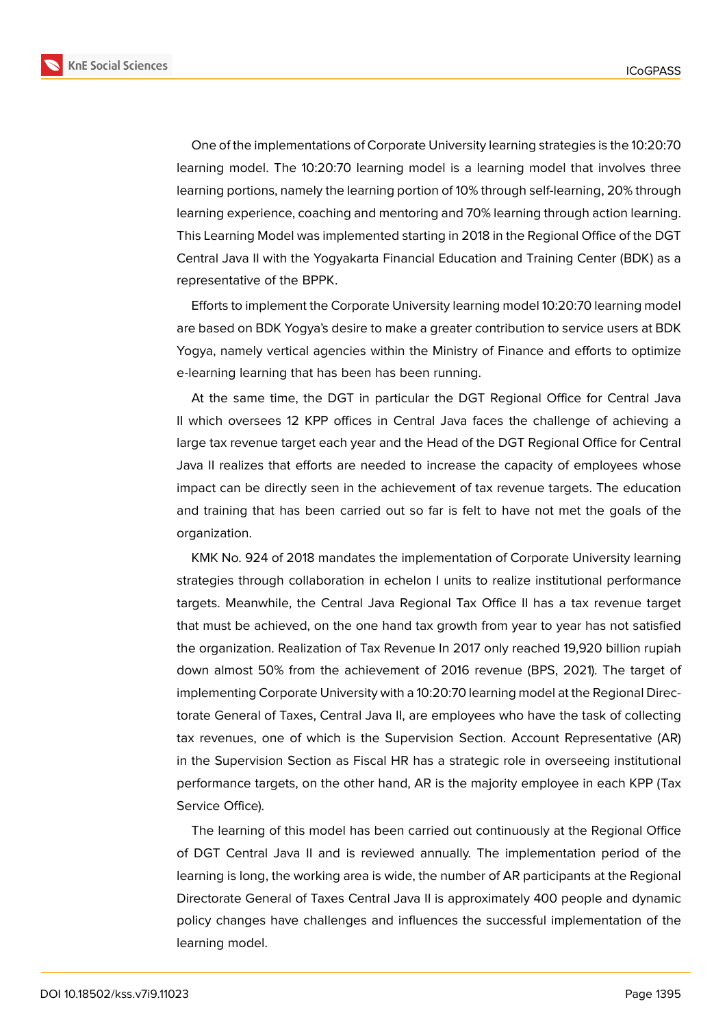One of the implementations of Corporate University learning strategies is the 10:20:70 learning model. The 10:20:70 learning model is a learning model that involves three learning portions, namely the learning portion of 10% through self-learning, 20% through learning experience, coaching and mentoring and 70% learning through action learning. This Learning Model was implemented starting in 2018 in the Regional Office of the DGT Central Java II with the Yogyakarta Financial Education and Training Center (BDK) as a representative of the BPPK.

Efforts to implement the Corporate University learning model 10:20:70 learning model are based on BDK Yogya's desire to make a greater contribution to service users at BDK Yogya, namely vertical agencies within the Ministry of Finance and efforts to optimize e-learning learning that has been has been running.

At the same time, the DGT in particular the DGT Regional Office for Central Java II which oversees 12 KPP offices in Central Java faces the challenge of achieving a large tax revenue target each year and the Head of the DGT Regional Office for Central Java II realizes that efforts are needed to increase the capacity of employees whose impact can be directly seen in the achievement of tax revenue targets. The education and training that has been carried out so far is felt to have not met the goals of the organization.

KMK No. 924 of 2018 mandates the implementation of Corporate University learning strategies through collaboration in echelon I units to realize institutional performance targets. Meanwhile, the Central Java Regional Tax Office II has a tax revenue target that must be achieved, on the one hand tax growth from year to year has not satisfied the organization. Realization of Tax Revenue In 2017 only reached 19,920 billion rupiah down almost 50% from the achievement of 2016 revenue (BPS, 2021). The target of implementing Corporate University with a 10:20:70 learning model at the Regional Directorate General of Taxes, Central Java II, are employees who have the task of collecting tax revenues, one of which is the Supervision Section. Account Representative (AR) in the Supervision Section as Fiscal HR has a strategic role in overseeing institutional performance targets, on the other hand, AR is the majority employee in each KPP (Tax Service Office).

The learning of this model has been carried out continuously at the Regional Office of DGT Central Java II and is reviewed annually. The implementation period of the learning is long, the working area is wide, the number of AR participants at the Regional Directorate General of Taxes Central Java II is approximately 400 people and dynamic policy changes have challenges and influences the successful implementation of the learning model.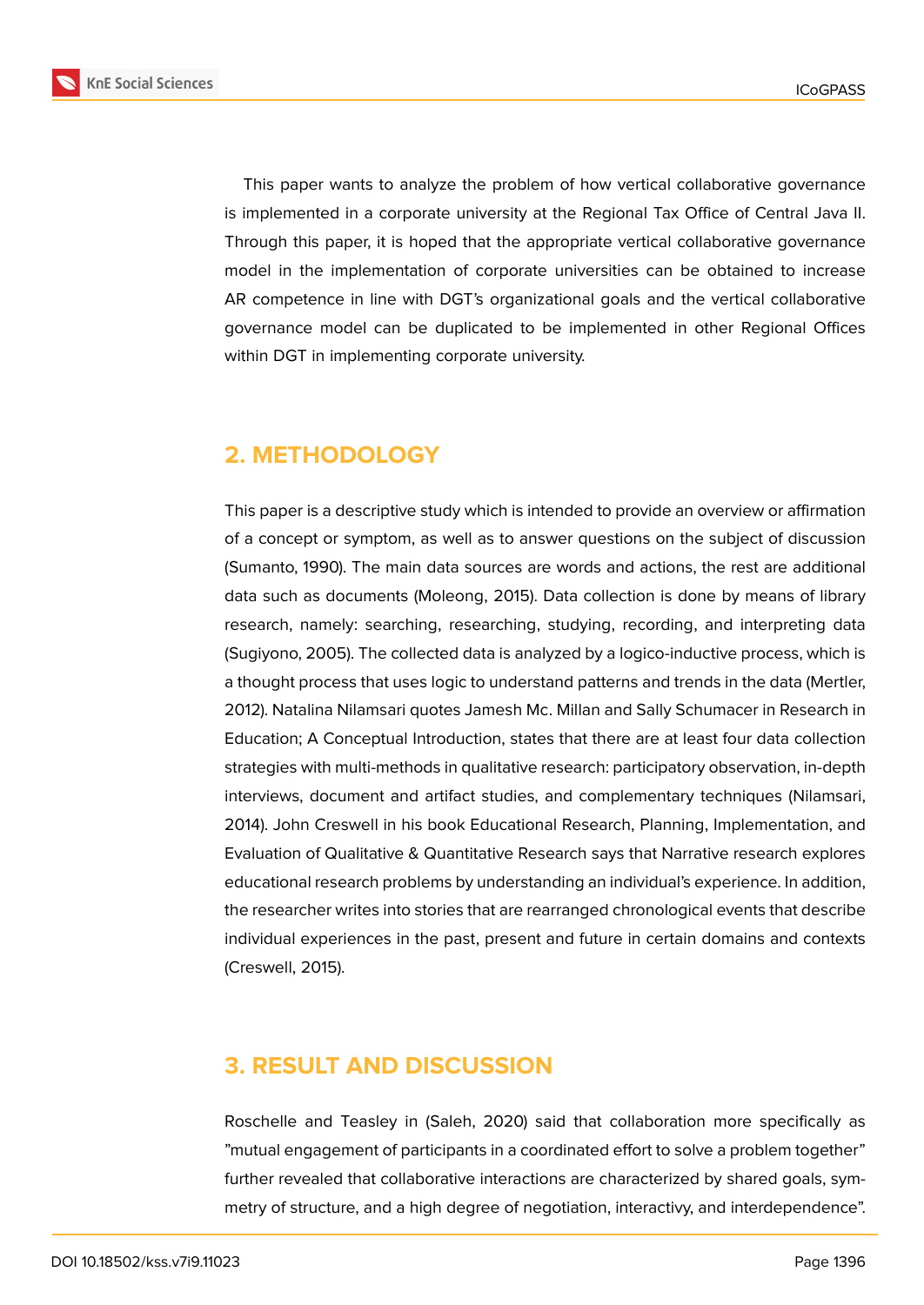This paper wants to analyze the problem of how vertical collaborative governance is implemented in a corporate university at the Regional Tax Office of Central Java II. Through this paper, it is hoped that the appropriate vertical collaborative governance model in the implementation of corporate universities can be obtained to increase AR competence in line with DGT's organizational goals and the vertical collaborative governance model can be duplicated to be implemented in other Regional Offices within DGT in implementing corporate university.

## 2. METHODOLOGY

This paper is a descriptive study which is intended to provide an overview or affirmation of a concept or symptom, as well as to answer questions on the subject of discussion (Sumanto, 1990). The main data sources are words and actions, the rest are additional data such as documents (Moleong, 2015). Data collection is done by means of library research, namely: searching, researching, studying, recording, and interpreting data (Sugiyono, 2005). The collected data is analyzed by a logico-inductive process, which is a thought process that uses logic to understand patterns and trends in the data (Mertler, 2012). Natalina Nilamsari quotes Jamesh Mc. Millan and Sally Schumacer in Research in Education; A Conceptual Introduction, states that there are at least four data collection strategies with multi-methods in qualitative research: participatory observation, in-depth interviews, document and artifact studies, and complementary techniques (Nilamsari, 2014). John Creswell in his book Educational Research, Planning, Implementation, and Evaluation of Qualitative & Quantitative Research says that Narrative research explores educational research problems by understanding an individual's experience. In addition, the researcher writes into stories that are rearranged chronological events that describe individual experiences in the past, present and future in certain domains and contexts (Creswell, 2015).

## 3. RESULT AND DISCUSSION

Roschelle and Teasley in (Saleh, 2020) said that collaboration more specifically as "mutual engagement of participants in a coordinated effort to solve a problem together" further revealed that collaborative interactions are characterized by shared goals, symmetry of structure, and a high degree of negotiation, interactivy, and interdependence".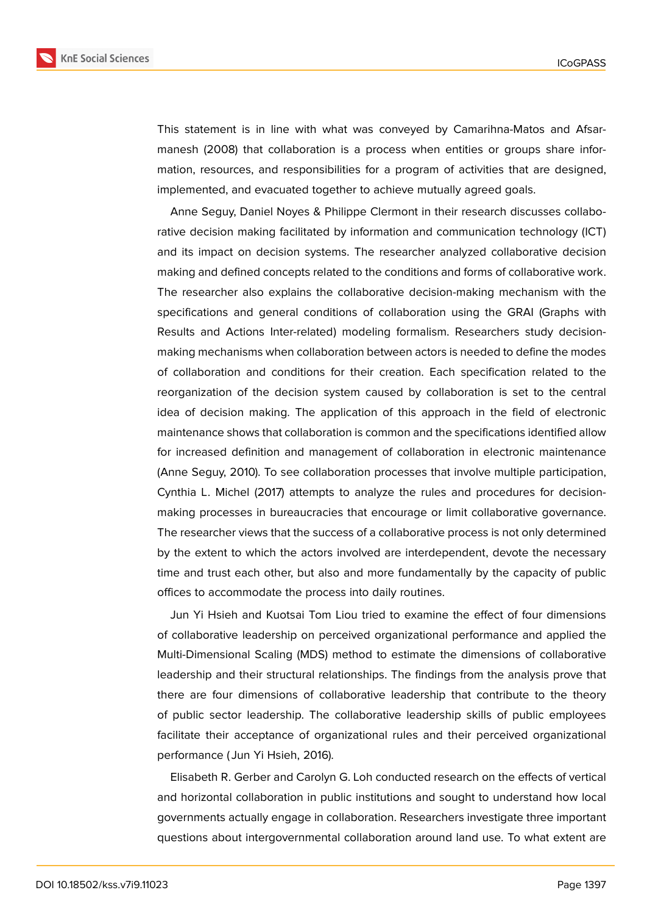This statement is in line with what was conveyed by Camarihna-Matos and Afsarmanesh (2008) that collaboration is a process when entities or groups share information, resources, and responsibilities for a program of activities that are designed, implemented, and evacuated together to achieve mutually agreed goals.

Anne Seguy, Daniel Noyes & Philippe Clermont in their research discusses collaborative decision making facilitated by information and communication technology (ICT) and its impact on decision systems. The researcher analyzed collaborative decision making and defined concepts related to the conditions and forms of collaborative work. The researcher also explains the collaborative decision-making mechanism with the specifications and general conditions of collaboration using the GRAI (Graphs with Results and Actions Inter-related) modeling formalism. Researchers study decision-making mechanisms when collaboration between actors is needed to define the modes of collaboration and conditions for their creation. Each specification related to the reorganization of the decision system caused by collaboration is set to the central idea of decision making. The application of this approach in the field of electronic maintenance shows that collaboration is common and the specifications identified allow for increased definition and management of collaboration in electronic maintenance (Anne Seguy, 2010). To see collaboration processes that involve multiple participation, Cynthia L. Michel (2017) attempts to analyze the rules and procedures for decision-making processes in bureaucracies that encourage or limit collaborative governance. The researcher views that the success of a collaborative process is not only determined by the extent to which the actors involved are interdependent, devote the necessary time and trust each other, but also and more fundamentally by the capacity of public offices to accommodate the process into daily routines.

Jun Yi Hsieh and Kuotsai Tom Liou tried to examine the effect of four dimensions of collaborative leadership on perceived organizational performance and applied the Multi-Dimensional Scaling (MDS) method to estimate the dimensions of collaborative leadership and their structural relationships. The findings from the analysis prove that there are four dimensions of collaborative leadership that contribute to the theory of public sector leadership. The collaborative leadership skills of public employees facilitate their acceptance of organizational rules and their perceived organizational performance (Jun Yi Hsieh, 2016).

Elisabeth R. Gerber and Carolyn G. Loh conducted research on the effects of vertical and horizontal collaboration in public institutions and sought to understand how local governments actually engage in collaboration. Researchers investigate three important questions about intergovernmental collaboration around land use. To what extent are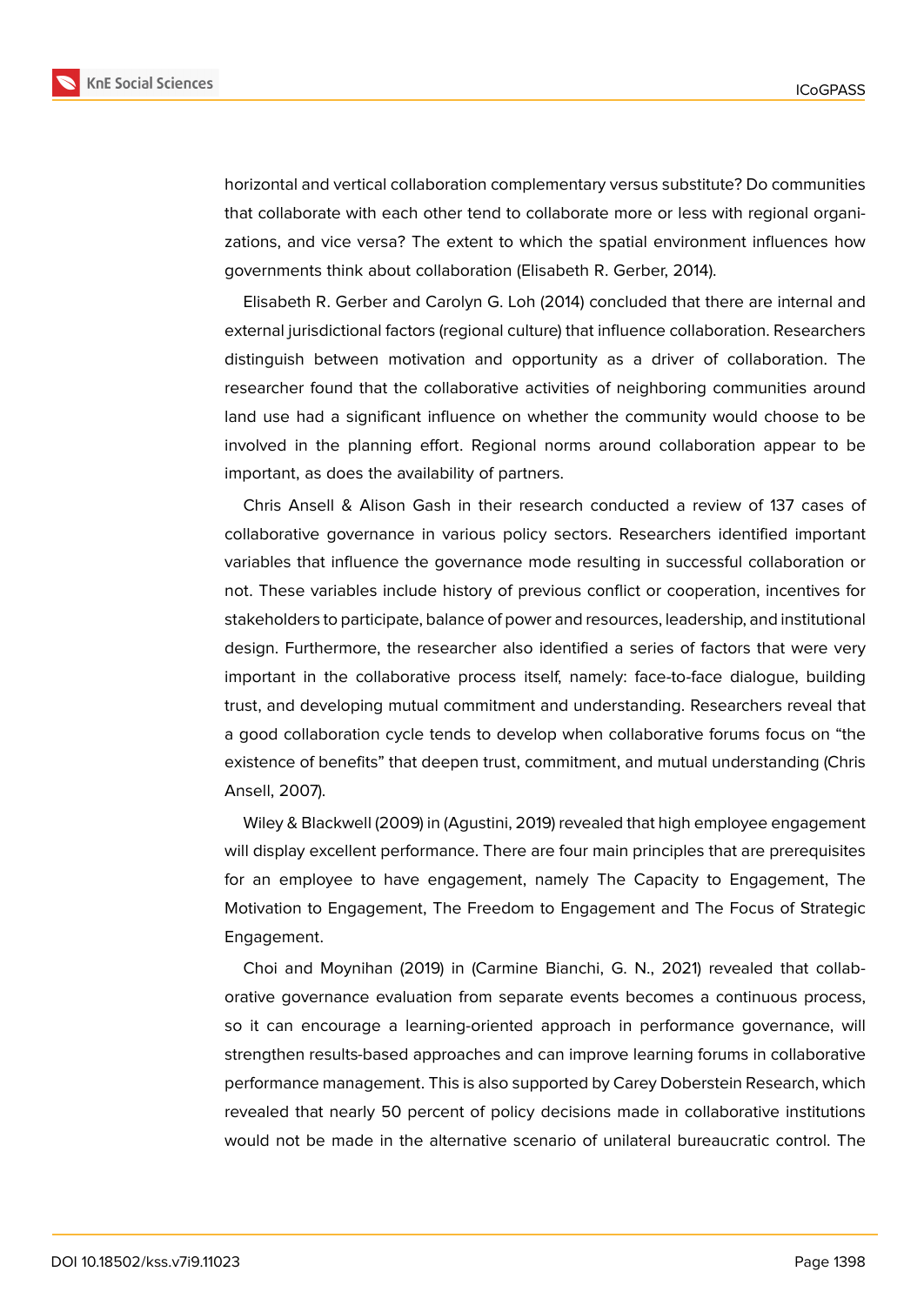horizontal and vertical collaboration complementary versus substitute? Do communities that collaborate with each other tend to collaborate more or less with regional organizations, and vice versa? The extent to which the spatial environment influences how governments think about collaboration (Elisabeth R. Gerber, 2014).

Elisabeth R. Gerber and Carolyn G. Loh (2014) concluded that there are internal and external jurisdictional factors (regional culture) that influence collaboration. Researchers distinguish between motivation and opportunity as a driver of collaboration. The researcher found that the collaborative activities of neighboring communities around land use had a significant influence on whether the community would choose to be involved in the planning effort. Regional norms around collaboration appear to be important, as does the availability of partners.

Chris Ansell & Alison Gash in their research conducted a review of 137 cases of collaborative governance in various policy sectors. Researchers identified important variables that influence the governance mode resulting in successful collaboration or not. These variables include history of previous conflict or cooperation, incentives for stakeholders to participate, balance of power and resources, leadership, and institutional design. Furthermore, the researcher also identified a series of factors that were very important in the collaborative process itself, namely: face-to-face dialogue, building trust, and developing mutual commitment and understanding. Researchers reveal that a good collaboration cycle tends to develop when collaborative forums focus on "the existence of benefits" that deepen trust, commitment, and mutual understanding (Chris Ansell, 2007).

Wiley & Blackwell (2009) in (Agustini, 2019) revealed that high employee engagement will display excellent performance. There are four main principles that are prerequisites for an employee to have engagement, namely The Capacity to Engagement, The Motivation to Engagement, The Freedom to Engagement and The Focus of Strategic Engagement.

Choi and Moynihan (2019) in (Carmine Bianchi, G. N., 2021) revealed that collaborative governance evaluation from separate events becomes a continuous process, so it can encourage a learning-oriented approach in performance governance, will strengthen results-based approaches and can improve learning forums in collaborative performance management. This is also supported by Carey Doberstein Research, which revealed that nearly 50 percent of policy decisions made in collaborative institutions would not be made in the alternative scenario of unilateral bureaucratic control. The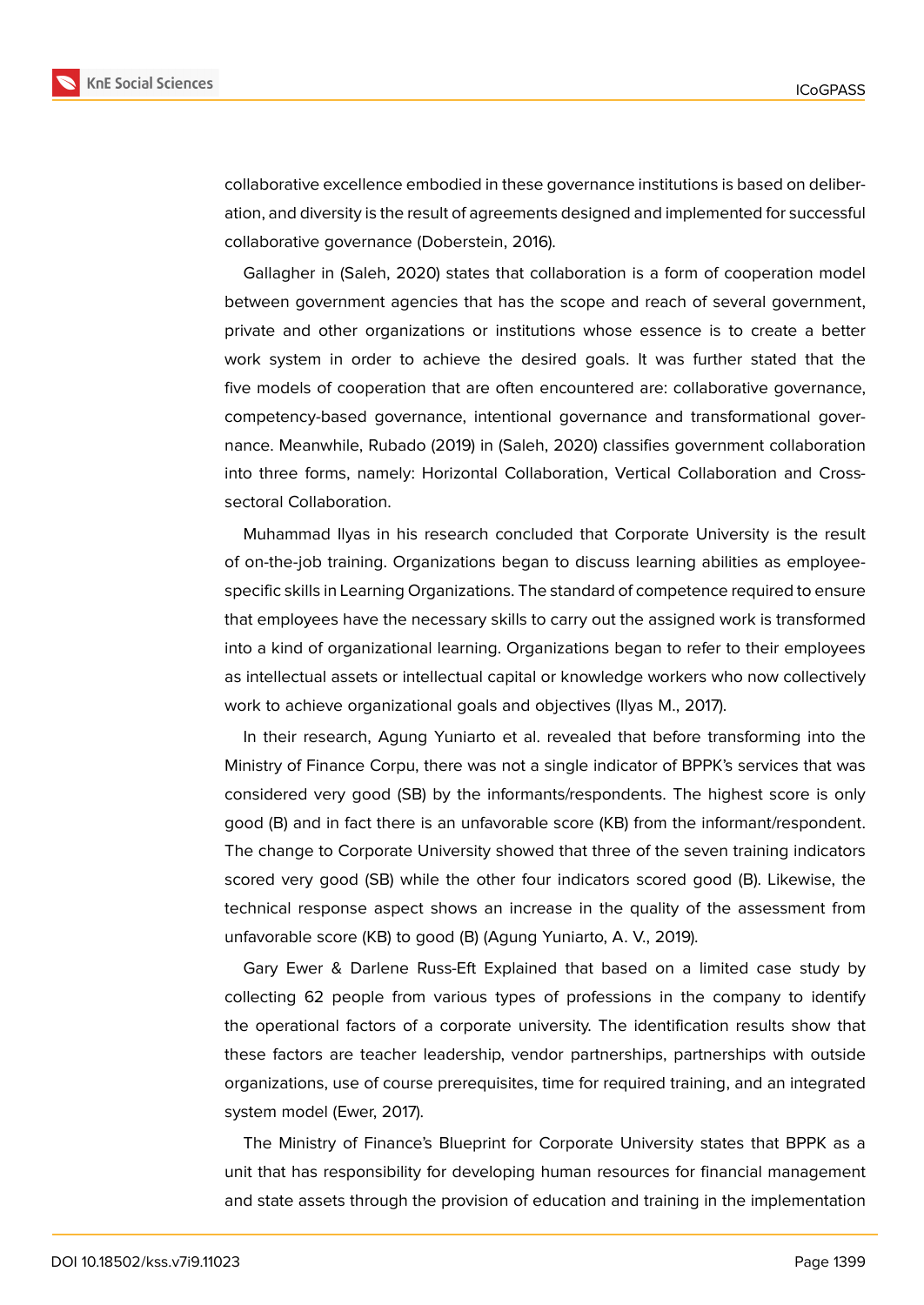collaborative excellence embodied in these governance institutions is based on deliberation, and diversity is the result of agreements designed and implemented for successful collaborative governance (Doberstein, 2016).

Gallagher in (Saleh, 2020) states that collaboration is a form of cooperation model between government agencies that has the scope and reach of several government, private and other organizations or institutions whose essence is to create a better work system in order to achieve the desired goals. It was further stated that the five models of cooperation that are often encountered are: collaborative governance, competency-based governance, intentional governance and transformational governance. Meanwhile, Rubado (2019) in (Saleh, 2020) classifies government collaboration into three forms, namely: Horizontal Collaboration, Vertical Collaboration and Cross-sectoral Collaboration.

Muhammad Ilyas in his research concluded that Corporate University is the result of on-the-job training. Organizations began to discuss learning abilities as employee-specific skills in Learning Organizations. The standard of competence required to ensure that employees have the necessary skills to carry out the assigned work is transformed into a kind of organizational learning. Organizations began to refer to their employees as intellectual assets or intellectual capital or knowledge workers who now collectively work to achieve organizational goals and objectives (Ilyas M., 2017).

In their research, Agung Yuniarto et al. revealed that before transforming into the Ministry of Finance Corpu, there was not a single indicator of BPPK's services that was considered very good (SB) by the informants/respondents. The highest score is only good (B) and in fact there is an unfavorable score (KB) from the informant/respondent. The change to Corporate University showed that three of the seven training indicators scored very good (SB) while the other four indicators scored good (B). Likewise, the technical response aspect shows an increase in the quality of the assessment from unfavorable score (KB) to good (B) (Agung Yuniarto, A. V., 2019).

Gary Ewer & Darlene Russ-Eft Explained that based on a limited case study by collecting 62 people from various types of professions in the company to identify the operational factors of a corporate university. The identification results show that these factors are teacher leadership, vendor partnerships, partnerships with outside organizations, use of course prerequisites, time for required training, and an integrated system model (Ewer, 2017).

The Ministry of Finance's Blueprint for Corporate University states that BPPK as a unit that has responsibility for developing human resources for financial management and state assets through the provision of education and training in the implementation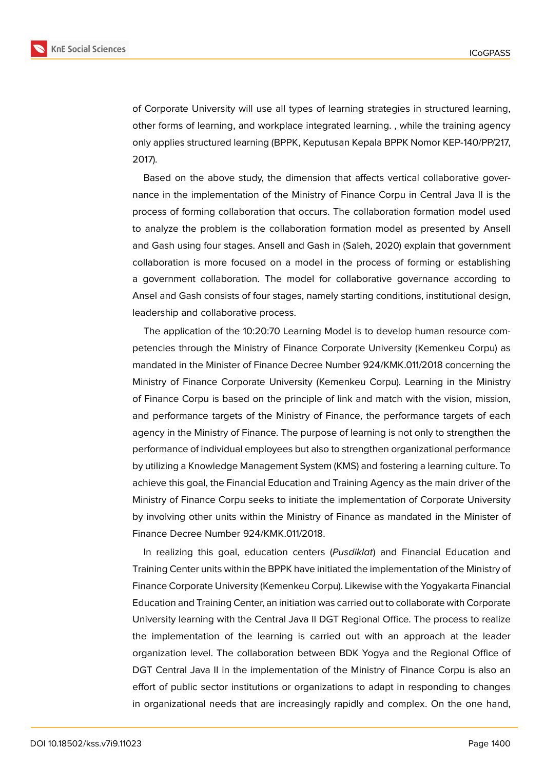of Corporate University will use all types of learning strategies in structured learning, other forms of learning, and workplace integrated learning. , while the training agency only applies structured learning (BPPK, Keputusan Kepala BPPK Nomor KEP-140/PP/217, 2017).

Based on the above study, the dimension that affects vertical collaborative governance in the implementation of the Ministry of Finance Corpu in Central Java II is the process of forming collaboration that occurs. The collaboration formation model used to analyze the problem is the collaboration formation model as presented by Ansell and Gash using four stages. Ansell and Gash in (Saleh, 2020) explain that government collaboration is more focused on a model in the process of forming or establishing a government collaboration. The model for collaborative governance according to Ansel and Gash consists of four stages, namely starting conditions, institutional design, leadership and collaborative process.

The application of the 10:20:70 Learning Model is to develop human resource competencies through the Ministry of Finance Corporate University (Kemenkeu Corpu) as mandated in the Minister of Finance Decree Number 924/KMK.011/2018 concerning the Ministry of Finance Corporate University (Kemenkeu Corpu). Learning in the Ministry of Finance Corpu is based on the principle of link and match with the vision, mission, and performance targets of the Ministry of Finance, the performance targets of each agency in the Ministry of Finance. The purpose of learning is not only to strengthen the performance of individual employees but also to strengthen organizational performance by utilizing a Knowledge Management System (KMS) and fostering a learning culture. To achieve this goal, the Financial Education and Training Agency as the main driver of the Ministry of Finance Corpu seeks to initiate the implementation of Corporate University by involving other units within the Ministry of Finance as mandated in the Minister of Finance Decree Number 924/KMK.011/2018.

In realizing this goal, education centers (*Pusdiklat*) and Financial Education and Training Center units within the BPPK have initiated the implementation of the Ministry of Finance Corporate University (Kemenkeu Corpu). Likewise with the Yogyakarta Financial Education and Training Center, an initiation was carried out to collaborate with Corporate University learning with the Central Java II DGT Regional Office. The process to realize the implementation of the learning is carried out with an approach at the leader organization level. The collaboration between BDK Yogya and the Regional Office of DGT Central Java II in the implementation of the Ministry of Finance Corpu is also an effort of public sector institutions or organizations to adapt in responding to changes in organizational needs that are increasingly rapidly and complex. On the one hand,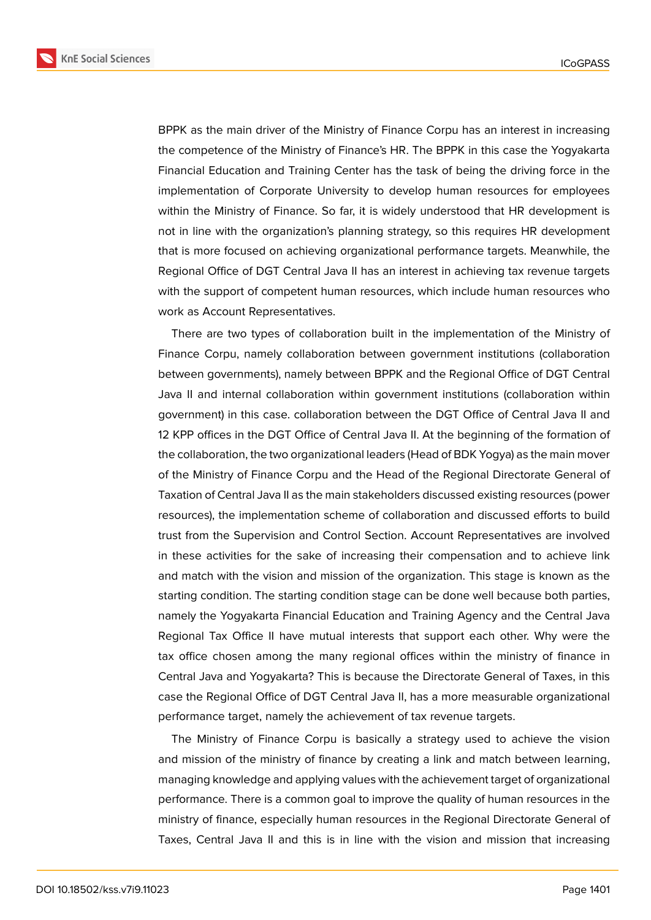BPPK as the main driver of the Ministry of Finance Corpu has an interest in increasing the competence of the Ministry of Finance's HR. The BPPK in this case the Yogyakarta Financial Education and Training Center has the task of being the driving force in the implementation of Corporate University to develop human resources for employees within the Ministry of Finance. So far, it is widely understood that HR development is not in line with the organization's planning strategy, so this requires HR development that is more focused on achieving organizational performance targets. Meanwhile, the Regional Office of DGT Central Java II has an interest in achieving tax revenue targets with the support of competent human resources, which include human resources who work as Account Representatives.

There are two types of collaboration built in the implementation of the Ministry of Finance Corpu, namely collaboration between government institutions (collaboration between governments), namely between BPPK and the Regional Office of DGT Central Java II and internal collaboration within government institutions (collaboration within government) in this case. collaboration between the DGT Office of Central Java II and 12 KPP offices in the DGT Office of Central Java II. At the beginning of the formation of the collaboration, the two organizational leaders (Head of BDK Yogya) as the main mover of the Ministry of Finance Corpu and the Head of the Regional Directorate General of Taxation of Central Java II as the main stakeholders discussed existing resources (power resources), the implementation scheme of collaboration and discussed efforts to build trust from the Supervision and Control Section. Account Representatives are involved in these activities for the sake of increasing their compensation and to achieve link and match with the vision and mission of the organization. This stage is known as the starting condition. The starting condition stage can be done well because both parties, namely the Yogyakarta Financial Education and Training Agency and the Central Java Regional Tax Office II have mutual interests that support each other. Why were the tax office chosen among the many regional offices within the ministry of finance in Central Java and Yogyakarta? This is because the Directorate General of Taxes, in this case the Regional Office of DGT Central Java II, has a more measurable organizational performance target, namely the achievement of tax revenue targets.

The Ministry of Finance Corpu is basically a strategy used to achieve the vision and mission of the ministry of finance by creating a link and match between learning, managing knowledge and applying values with the achievement target of organizational performance. There is a common goal to improve the quality of human resources in the ministry of finance, especially human resources in the Regional Directorate General of Taxes, Central Java II and this is in line with the vision and mission that increasing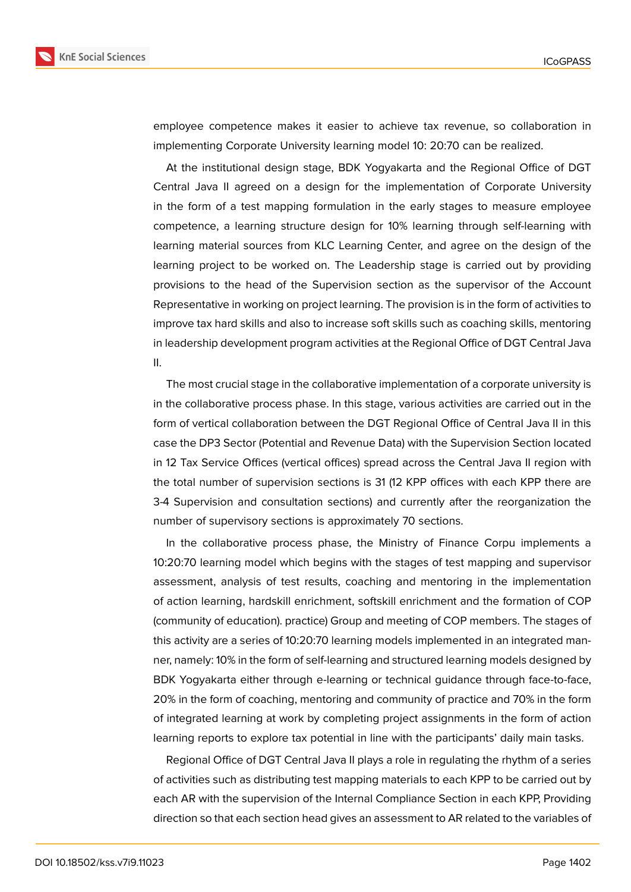employee competence makes it easier to achieve tax revenue, so collaboration in implementing Corporate University learning model 10: 20:70 can be realized.

At the institutional design stage, BDK Yogyakarta and the Regional Office of DGT Central Java II agreed on a design for the implementation of Corporate University in the form of a test mapping formulation in the early stages to measure employee competence, a learning structure design for 10% learning through self-learning with learning material sources from KLC Learning Center, and agree on the design of the learning project to be worked on. The Leadership stage is carried out by providing provisions to the head of the Supervision section as the supervisor of the Account Representative in working on project learning. The provision is in the form of activities to improve tax hard skills and also to increase soft skills such as coaching skills, mentoring in leadership development program activities at the Regional Office of DGT Central Java II.

The most crucial stage in the collaborative implementation of a corporate university is in the collaborative process phase. In this stage, various activities are carried out in the form of vertical collaboration between the DGT Regional Office of Central Java II in this case the DP3 Sector (Potential and Revenue Data) with the Supervision Section located in 12 Tax Service Offices (vertical offices) spread across the Central Java II region with the total number of supervision sections is 31 (12 KPP offices with each KPP there are 3-4 Supervision and consultation sections) and currently after the reorganization the number of supervisory sections is approximately 70 sections.

In the collaborative process phase, the Ministry of Finance Corpu implements a 10:20:70 learning model which begins with the stages of test mapping and supervisor assessment, analysis of test results, coaching and mentoring in the implementation of action learning, hardskill enrichment, softskill enrichment and the formation of COP (community of education). practice) Group and meeting of COP members. The stages of this activity are a series of 10:20:70 learning models implemented in an integrated manner, namely: 10% in the form of self-learning and structured learning models designed by BDK Yogyakarta either through e-learning or technical guidance through face-to-face, 20% in the form of coaching, mentoring and community of practice and 70% in the form of integrated learning at work by completing project assignments in the form of action learning reports to explore tax potential in line with the participants' daily main tasks.

Regional Office of DGT Central Java II plays a role in regulating the rhythm of a series of activities such as distributing test mapping materials to each KPP to be carried out by each AR with the supervision of the Internal Compliance Section in each KPP, Providing direction so that each section head gives an assessment to AR related to the variables of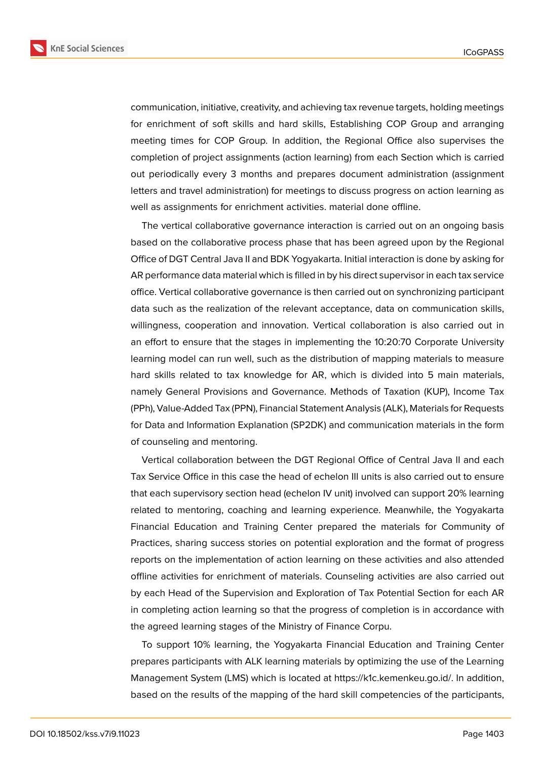communication, initiative, creativity, and achieving tax revenue targets, holding meetings for enrichment of soft skills and hard skills, Establishing COP Group and arranging meeting times for COP Group. In addition, the Regional Office also supervises the completion of project assignments (action learning) from each Section which is carried out periodically every 3 months and prepares document administration (assignment letters and travel administration) for meetings to discuss progress on action learning as well as assignments for enrichment activities. material done offline.

The vertical collaborative governance interaction is carried out on an ongoing basis based on the collaborative process phase that has been agreed upon by the Regional Office of DGT Central Java II and BDK Yogyakarta. Initial interaction is done by asking for AR performance data material which is filled in by his direct supervisor in each tax service office. Vertical collaborative governance is then carried out on synchronizing participant data such as the realization of the relevant acceptance, data on communication skills, willingness, cooperation and innovation. Vertical collaboration is also carried out in an effort to ensure that the stages in implementing the 10:20:70 Corporate University learning model can run well, such as the distribution of mapping materials to measure hard skills related to tax knowledge for AR, which is divided into 5 main materials, namely General Provisions and Governance. Methods of Taxation (KUP), Income Tax (PPh), Value-Added Tax (PPN), Financial Statement Analysis (ALK), Materials for Requests for Data and Information Explanation (SP2DK) and communication materials in the form of counseling and mentoring.

Vertical collaboration between the DGT Regional Office of Central Java II and each Tax Service Office in this case the head of echelon III units is also carried out to ensure that each supervisory section head (echelon IV unit) involved can support 20% learning related to mentoring, coaching and learning experience. Meanwhile, the Yogyakarta Financial Education and Training Center prepared the materials for Community of Practices, sharing success stories on potential exploration and the format of progress reports on the implementation of action learning on these activities and also attended offline activities for enrichment of materials. Counseling activities are also carried out by each Head of the Supervision and Exploration of Tax Potential Section for each AR in completing action learning so that the progress of completion is in accordance with the agreed learning stages of the Ministry of Finance Corpu.

To support 10% learning, the Yogyakarta Financial Education and Training Center prepares participants with ALK learning materials by optimizing the use of the Learning Management System (LMS) which is located at https://k1c.kemenkeu.go.id/. In addition, based on the results of the mapping of the hard skill competencies of the participants,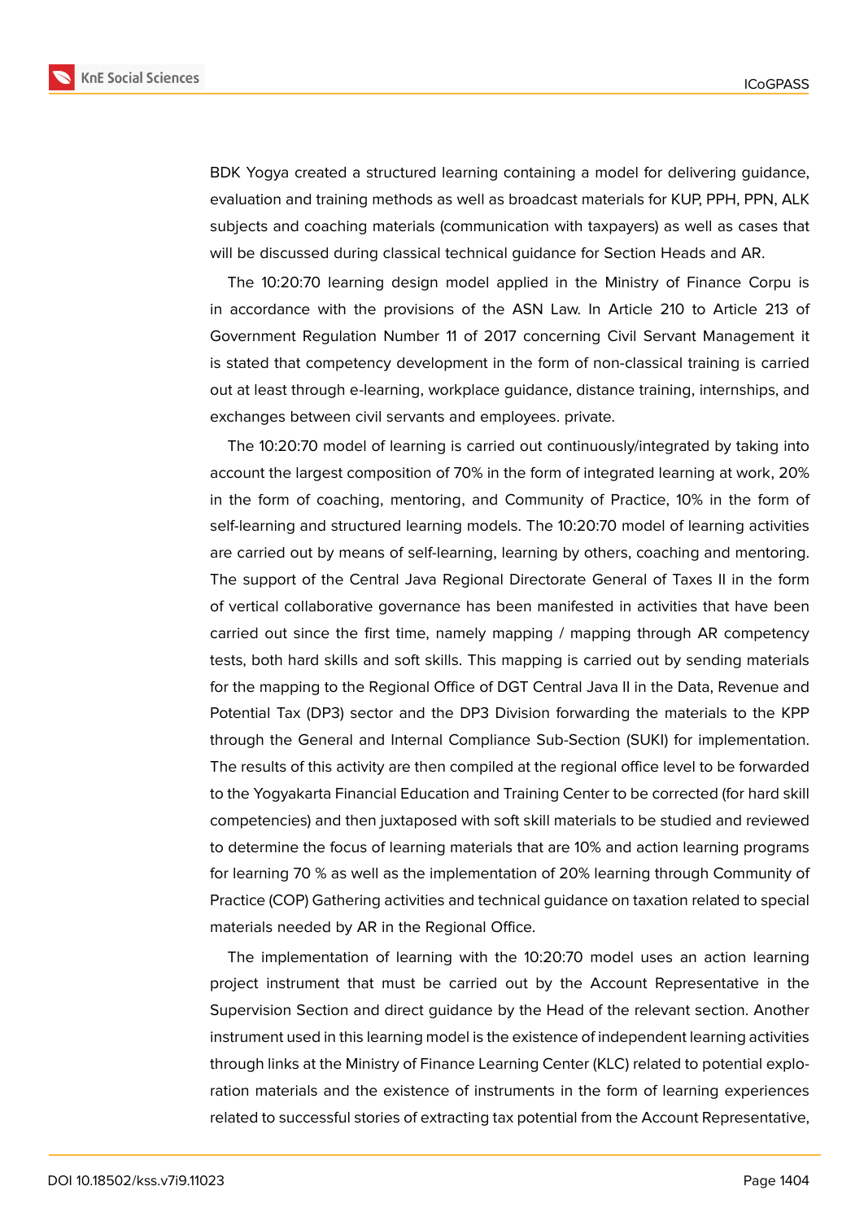BDK Yogya created a structured learning containing a model for delivering guidance, evaluation and training methods as well as broadcast materials for KUP, PPH, PPN, ALK subjects and coaching materials (communication with taxpayers) as well as cases that will be discussed during classical technical guidance for Section Heads and AR.

The 10:20:70 learning design model applied in the Ministry of Finance Corpu is in accordance with the provisions of the ASN Law. In Article 210 to Article 213 of Government Regulation Number 11 of 2017 concerning Civil Servant Management it is stated that competency development in the form of non-classical training is carried out at least through e-learning, workplace guidance, distance training, internships, and exchanges between civil servants and employees. private.

The 10:20:70 model of learning is carried out continuously/integrated by taking into account the largest composition of 70% in the form of integrated learning at work, 20% in the form of coaching, mentoring, and Community of Practice, 10% in the form of self-learning and structured learning models. The 10:20:70 model of learning activities are carried out by means of self-learning, learning by others, coaching and mentoring. The support of the Central Java Regional Directorate General of Taxes II in the form of vertical collaborative governance has been manifested in activities that have been carried out since the first time, namely mapping / mapping through AR competency tests, both hard skills and soft skills. This mapping is carried out by sending materials for the mapping to the Regional Office of DGT Central Java II in the Data, Revenue and Potential Tax (DP3) sector and the DP3 Division forwarding the materials to the KPP through the General and Internal Compliance Sub-Section (SUKI) for implementation. The results of this activity are then compiled at the regional office level to be forwarded to the Yogyakarta Financial Education and Training Center to be corrected (for hard skill competencies) and then juxtaposed with soft skill materials to be studied and reviewed to determine the focus of learning materials that are 10% and action learning programs for learning 70 % as well as the implementation of 20% learning through Community of Practice (COP) Gathering activities and technical guidance on taxation related to special materials needed by AR in the Regional Office.

The implementation of learning with the 10:20:70 model uses an action learning project instrument that must be carried out by the Account Representative in the Supervision Section and direct guidance by the Head of the relevant section. Another instrument used in this learning model is the existence of independent learning activities through links at the Ministry of Finance Learning Center (KLC) related to potential exploration materials and the existence of instruments in the form of learning experiences related to successful stories of extracting tax potential from the Account Representative,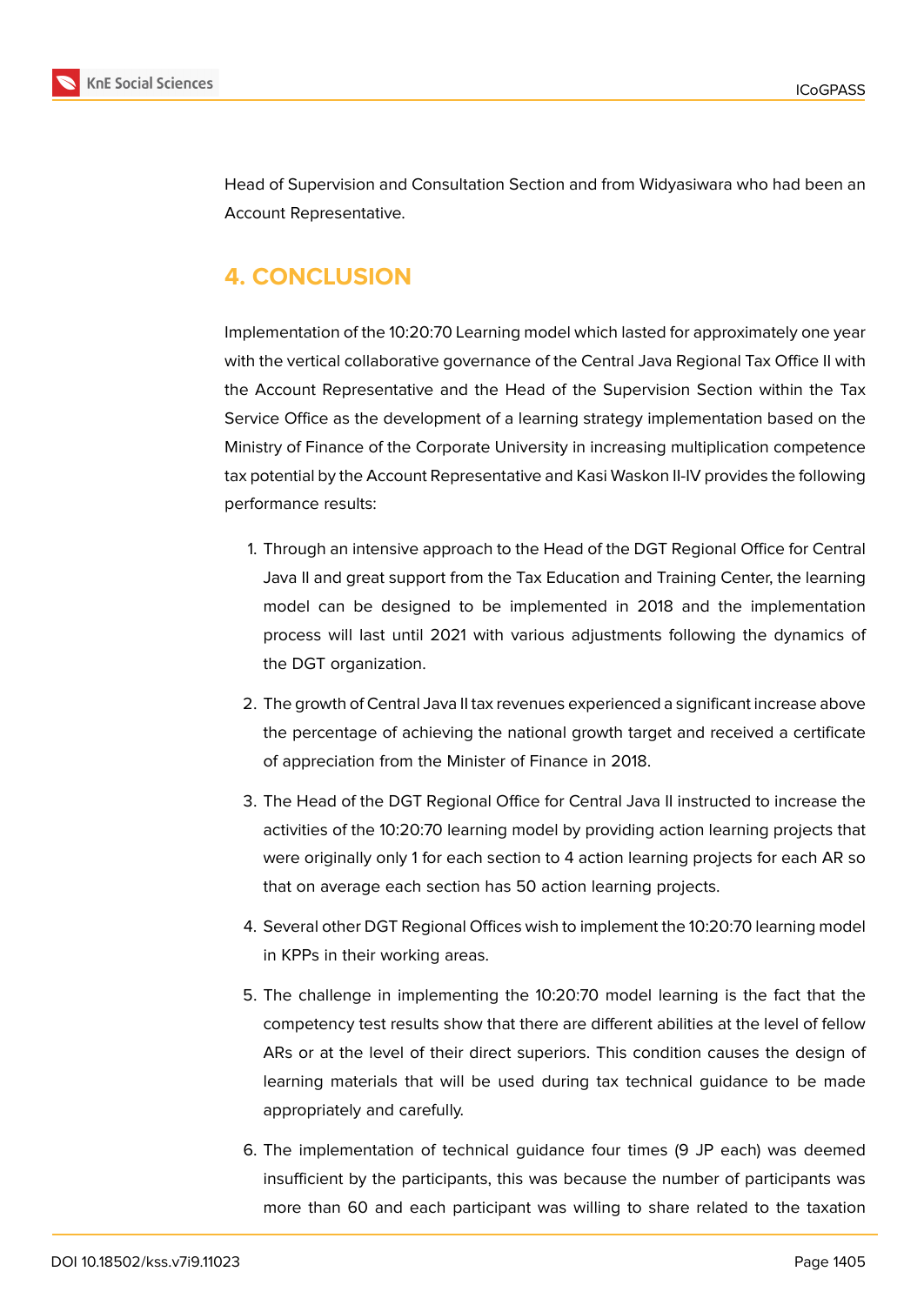Head of Supervision and Consultation Section and from Widyasiwara who had been an Account Representative.

## 4. CONCLUSION

Implementation of the 10:20:70 Learning model which lasted for approximately one year with the vertical collaborative governance of the Central Java Regional Tax Office II with the Account Representative and the Head of the Supervision Section within the Tax Service Office as the development of a learning strategy implementation based on the Ministry of Finance of the Corporate University in increasing multiplication competence tax potential by the Account Representative and Kasi Waskon II-IV provides the following performance results:

1. Through an intensive approach to the Head of the DGT Regional Office for Central Java II and great support from the Tax Education and Training Center, the learning model can be designed to be implemented in 2018 and the implementation process will last until 2021 with various adjustments following the dynamics of the DGT organization.
2. The growth of Central Java II tax revenues experienced a significant increase above the percentage of achieving the national growth target and received a certificate of appreciation from the Minister of Finance in 2018.
3. The Head of the DGT Regional Office for Central Java II instructed to increase the activities of the 10:20:70 learning model by providing action learning projects that were originally only 1 for each section to 4 action learning projects for each AR so that on average each section has 50 action learning projects.
4. Several other DGT Regional Offices wish to implement the 10:20:70 learning model in KPPs in their working areas.
5. The challenge in implementing the 10:20:70 model learning is the fact that the competency test results show that there are different abilities at the level of fellow ARs or at the level of their direct superiors. This condition causes the design of learning materials that will be used during tax technical guidance to be made appropriately and carefully.
6. The implementation of technical guidance four times (9 JP each) was deemed insufficient by the participants, this was because the number of participants was more than 60 and each participant was willing to share related to the taxation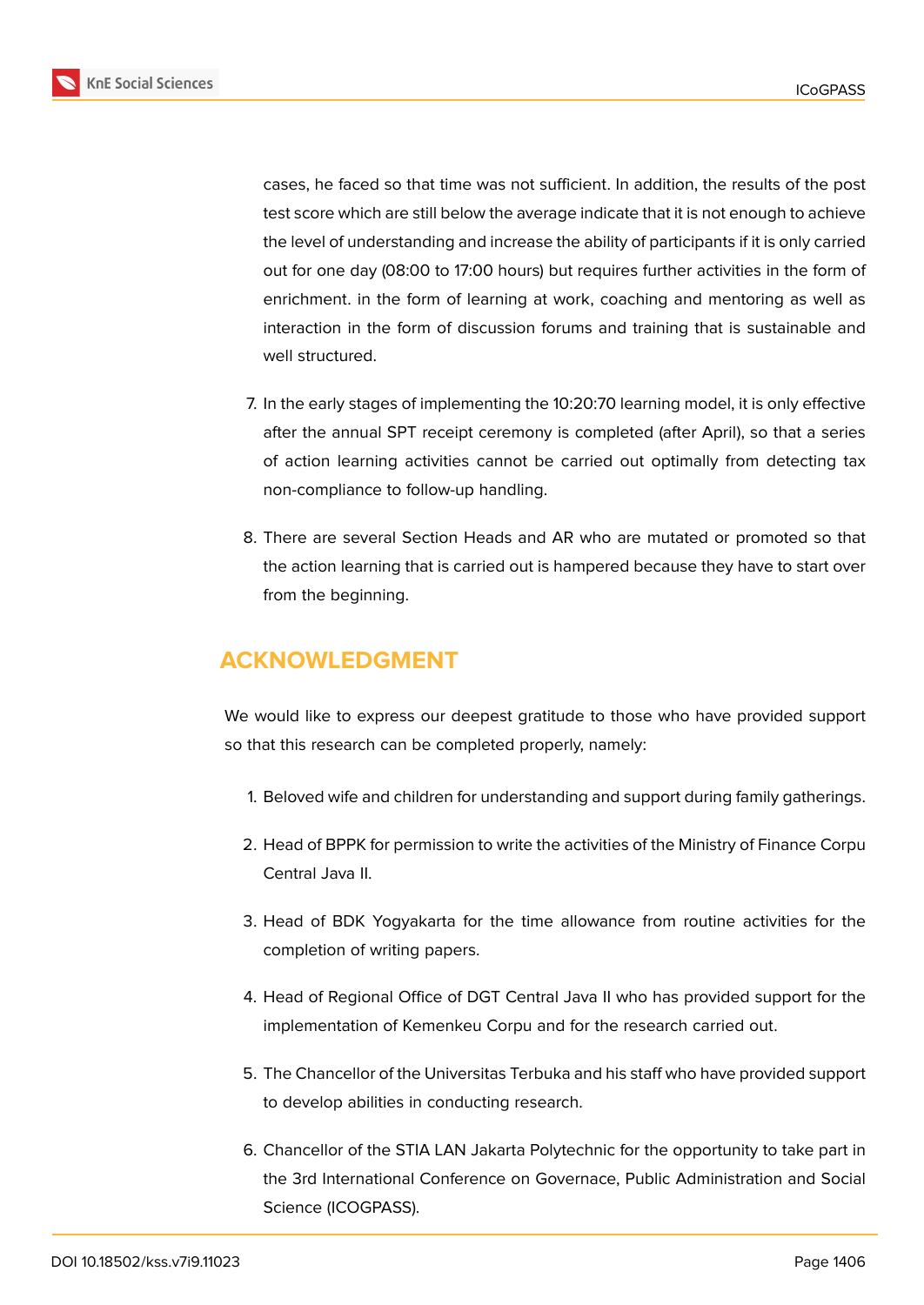cases, he faced so that time was not sufficient. In addition, the results of the post test score which are still below the average indicate that it is not enough to achieve the level of understanding and increase the ability of participants if it is only carried out for one day (08:00 to 17:00 hours) but requires further activities in the form of enrichment. in the form of learning at work, coaching and mentoring as well as interaction in the form of discussion forums and training that is sustainable and well structured.

7. In the early stages of implementing the 10:20:70 learning model, it is only effective after the annual SPT receipt ceremony is completed (after April), so that a series of action learning activities cannot be carried out optimally from detecting tax non-compliance to follow-up handling.

8. There are several Section Heads and AR who are mutated or promoted so that the action learning that is carried out is hampered because they have to start over from the beginning.

## ACKNOWLEDGMENT

We would like to express our deepest gratitude to those who have provided support so that this research can be completed properly, namely:

1. Beloved wife and children for understanding and support during family gatherings.

2. Head of BPPK for permission to write the activities of the Ministry of Finance Corpu Central Java II.

3. Head of BDK Yogyakarta for the time allowance from routine activities for the completion of writing papers.

4. Head of Regional Office of DGT Central Java II who has provided support for the implementation of Kemenkeu Corpu and for the research carried out.

5. The Chancellor of the Universitas Terbuka and his staff who have provided support to develop abilities in conducting research.

6. Chancellor of the STIA LAN Jakarta Polytechnic for the opportunity to take part in the 3rd International Conference on Governace, Public Administration and Social Science (ICOGPASS).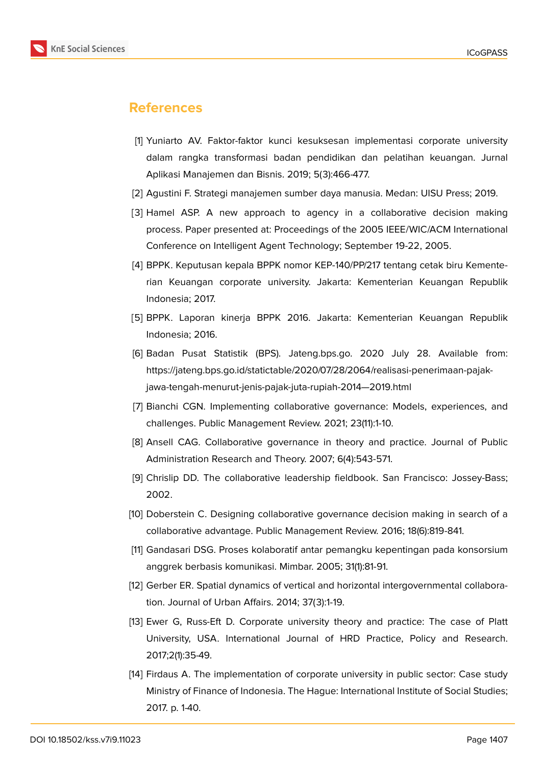## References

[1] Yuniarto AV. Faktor-faktor kunci kesuksesan implementasi corporate university dalam rangka transformasi badan pendidikan dan pelatihan keuangan. Jurnal Aplikasi Manajemen dan Bisnis. 2019; 5(3):466-477.

[2] Agustini F. Strategi manajemen sumber daya manusia. Medan: UISU Press; 2019.

[3] Hamel ASP. A new approach to agency in a collaborative decision making process. Paper presented at: Proceedings of the 2005 IEEE/WIC/ACM International Conference on Intelligent Agent Technology; September 19-22, 2005.

[4] BPPK. Keputusan kepala BPPK nomor KEP-140/PP/217 tentang cetak biru Kementerian Keuangan corporate university. Jakarta: Kementerian Keuangan Republik Indonesia; 2017.

[5] BPPK. Laporan kinerja BPPK 2016. Jakarta: Kementerian Keuangan Republik Indonesia; 2016.

[6] Badan Pusat Statistik (BPS). Jateng.bps.go. 2020 July 28. Available from: https://jateng.bps.go.id/statictable/2020/07/28/2064/realisasi-penerimaan-pajak-jawa-tengah-menurut-jenis-pajak-juta-rupiah-2014—2019.html

[7] Bianchi CGN. Implementing collaborative governance: Models, experiences, and challenges. Public Management Review. 2021; 23(11):1-10.

[8] Ansell CAG. Collaborative governance in theory and practice. Journal of Public Administration Research and Theory. 2007; 6(4):543-571.

[9] Chrislip DD. The collaborative leadership fieldbook. San Francisco: Jossey-Bass; 2002.

[10] Doberstein C. Designing collaborative governance decision making in search of a collaborative advantage. Public Management Review. 2016; 18(6):819-841.

[11] Gandasari DSG. Proses kolaboratif antar pemangku kepentingan pada konsorsium anggrek berbasis komunikasi. Mimbar. 2005; 31(1):81-91.

[12] Gerber ER. Spatial dynamics of vertical and horizontal intergovernmental collaboration. Journal of Urban Affairs. 2014; 37(3):1-19.

[13] Ewer G, Russ-Eft D. Corporate university theory and practice: The case of Platt University, USA. International Journal of HRD Practice, Policy and Research. 2017;2(1):35-49.

[14] Firdaus A. The implementation of corporate university in public sector: Case study Ministry of Finance of Indonesia. The Hague: International Institute of Social Studies; 2017. p. 1-40.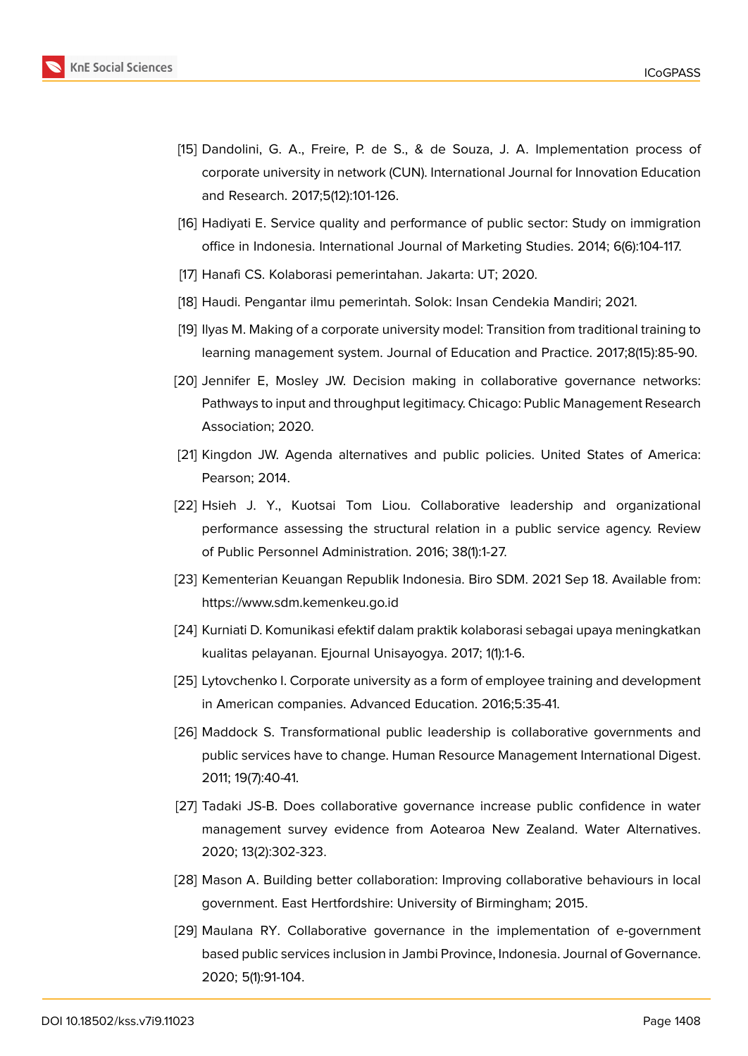[15] Dandolini, G. A., Freire, P. de S., & de Souza, J. A. Implementation process of corporate university in network (CUN). International Journal for Innovation Education and Research. 2017;5(12):101-126.

[16] Hadiyati E. Service quality and performance of public sector: Study on immigration office in Indonesia. International Journal of Marketing Studies. 2014; 6(6):104-117.

[17] Hanafi CS. Kolaborasi pemerintahan. Jakarta: UT; 2020.

[18] Haudi. Pengantar ilmu pemerintah. Solok: Insan Cendekia Mandiri; 2021.

[19] Ilyas M. Making of a corporate university model: Transition from traditional training to learning management system. Journal of Education and Practice. 2017;8(15):85-90.

[20] Jennifer E, Mosley JW. Decision making in collaborative governance networks: Pathways to input and throughput legitimacy. Chicago: Public Management Research Association; 2020.

[21] Kingdon JW. Agenda alternatives and public policies. United States of America: Pearson; 2014.

[22] Hsieh J. Y., Kuotsai Tom Liou. Collaborative leadership and organizational performance assessing the structural relation in a public service agency. Review of Public Personnel Administration. 2016; 38(1):1-27.

[23] Kementerian Keuangan Republik Indonesia. Biro SDM. 2021 Sep 18. Available from: https://www.sdm.kemenkeu.go.id

[24] Kurniati D. Komunikasi efektif dalam praktik kolaborasi sebagai upaya meningkatkan kualitas pelayanan. Ejournal Unisayogya. 2017; 1(1):1-6.

[25] Lytovchenko I. Corporate university as a form of employee training and development in American companies. Advanced Education. 2016;5:35-41.

[26] Maddock S. Transformational public leadership is collaborative governments and public services have to change. Human Resource Management International Digest. 2011; 19(7):40-41.

[27] Tadaki JS-B. Does collaborative governance increase public confidence in water management survey evidence from Aotearoa New Zealand. Water Alternatives. 2020; 13(2):302-323.

[28] Mason A. Building better collaboration: Improving collaborative behaviours in local government. East Hertfordshire: University of Birmingham; 2015.

[29] Maulana RY. Collaborative governance in the implementation of e-government based public services inclusion in Jambi Province, Indonesia. Journal of Governance. 2020; 5(1):91-104.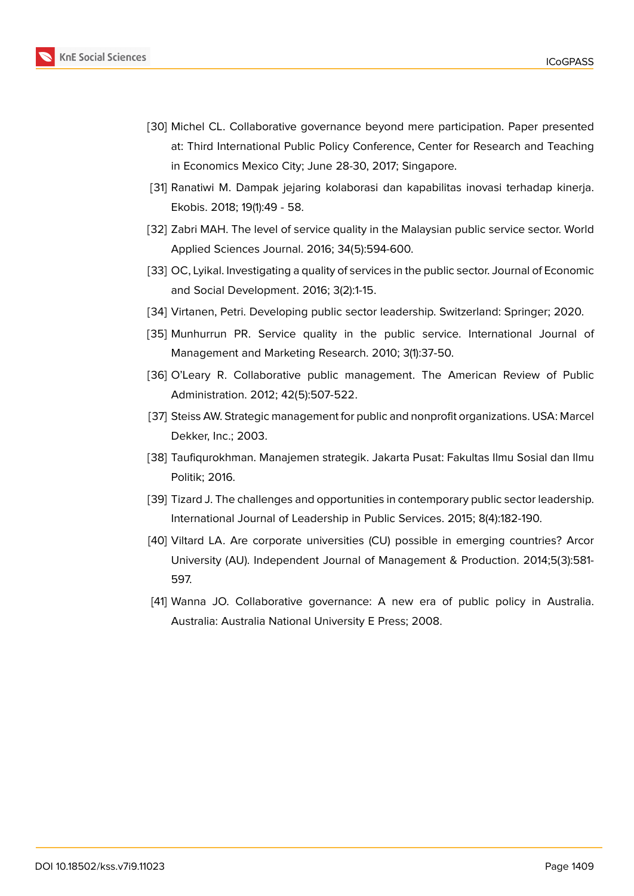[30] Michel CL. Collaborative governance beyond mere participation. Paper presented at: Third International Public Policy Conference, Center for Research and Teaching in Economics Mexico City; June 28-30, 2017; Singapore.

[31] Ranatiwi M. Dampak jejaring kolaborasi dan kapabilitas inovasi terhadap kinerja. Ekobis. 2018; 19(1):49 - 58.

[32] Zabri MAH. The level of service quality in the Malaysian public service sector. World Applied Sciences Journal. 2016; 34(5):594-600.

[33] OC, Lyikal. Investigating a quality of services in the public sector. Journal of Economic and Social Development. 2016; 3(2):1-15.

[34] Virtanen, Petri. Developing public sector leadership. Switzerland: Springer; 2020.

[35] Munhurrun PR. Service quality in the public service. International Journal of Management and Marketing Research. 2010; 3(1):37-50.

[36] O'Leary R. Collaborative public management. The American Review of Public Administration. 2012; 42(5):507-522.

[37] Steiss AW. Strategic management for public and nonprofit organizations. USA: Marcel Dekker, Inc.; 2003.

[38] Taufiqurokhman. Manajemen strategik. Jakarta Pusat: Fakultas Ilmu Sosial dan Ilmu Politik; 2016.

[39] Tizard J. The challenges and opportunities in contemporary public sector leadership. International Journal of Leadership in Public Services. 2015; 8(4):182-190.

[40] Viltard LA. Are corporate universities (CU) possible in emerging countries? Arcor University (AU). Independent Journal of Management & Production. 2014;5(3):581-597.

[41] Wanna JO. Collaborative governance: A new era of public policy in Australia. Australia: Australia National University E Press; 2008.